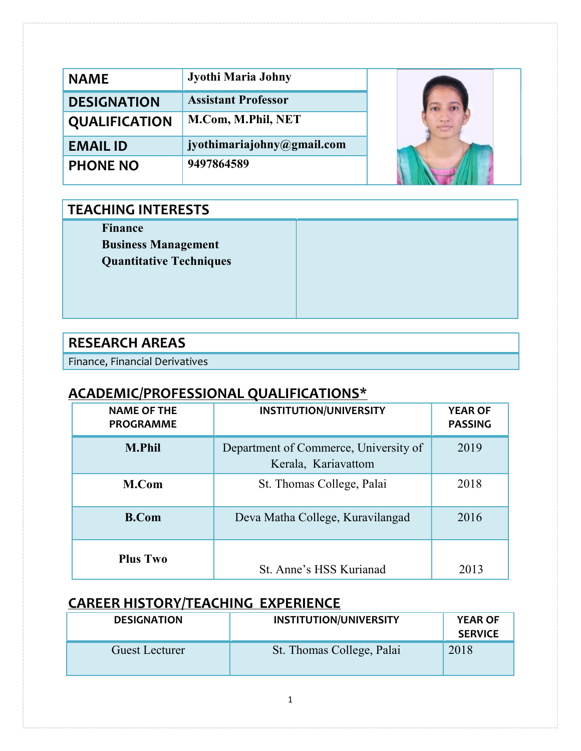| | |
|---|---|
| **NAME** | **Jyothi Maria Johny** |
| **DESIGNATION** | **Assistant Professor** |
| **QUALIFICATION** | **M.Com, M.Phil, NET** |
| **EMAIL ID** | **jyothimariajohny@gmail.com** |
| **PHONE NO** | **9497864589** |

## TEACHING INTERESTS

**Finance**
**Business Management**
**Quantitative Techniques**

## RESEARCH AREAS

Finance, Financial Derivatives

## ACADEMIC/PROFESSIONAL QUALIFICATIONS*

| NAME OF THE PROGRAMME | INSTITUTION/UNIVERSITY | YEAR OF PASSING |
|---|---|---|
| **M.Phil** | Department of Commerce, University of Kerala, Kariavattom | 2019 |
| **M.Com** | St. Thomas College, Palai | 2018 |
| **B.Com** | Deva Matha College, Kuravilangad | 2016 |
| **Plus Two** | St. Anne's HSS Kurianad | 2013 |

## CAREER HISTORY/TEACHING EXPERIENCE

| DESIGNATION | INSTITUTION/UNIVERSITY | YEAR OF SERVICE |
|---|---|---|
| Guest Lecturer | St. Thomas College, Palai | 2018 |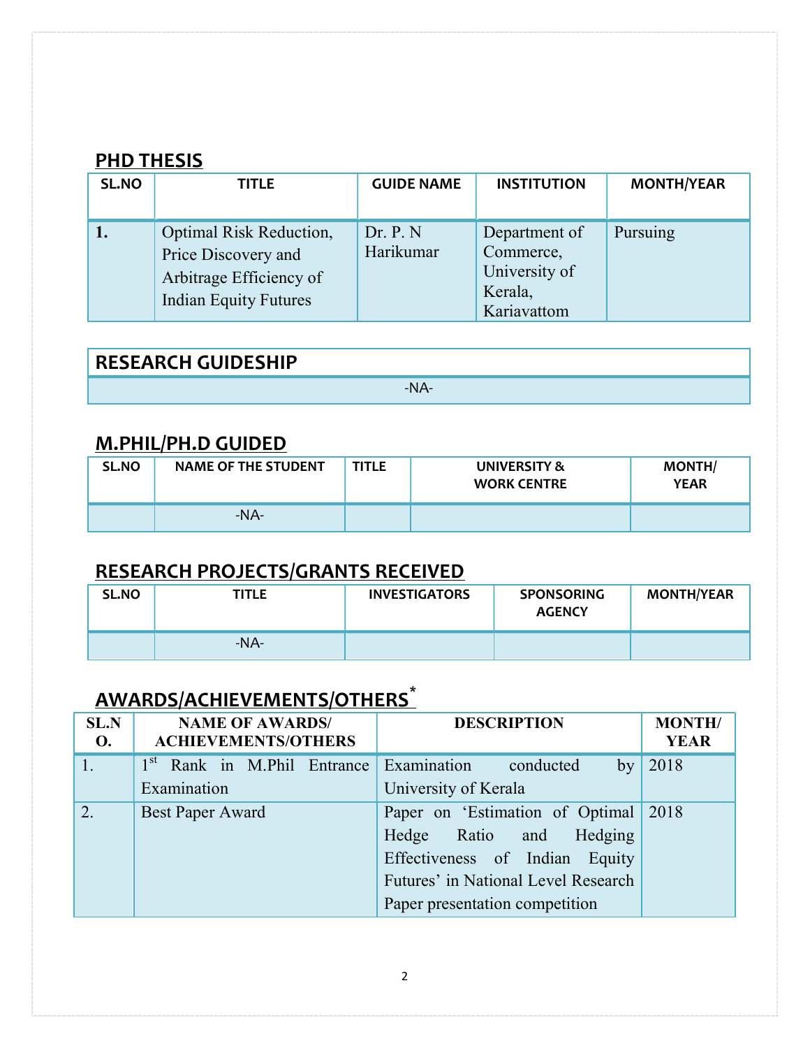## PHD THESIS

| SL.NO | TITLE | GUIDE NAME | INSTITUTION | MONTH/YEAR |
|---|---|---|---|---|
| 1. | Optimal Risk Reduction, Price Discovery and Arbitrage Efficiency of Indian Equity Futures | Dr. P. N Harikumar | Department of Commerce, University of Kerala, Kariavattom | Pursuing |

## RESEARCH GUIDESHIP

-NA-

## M.PHIL/PH.D GUIDED

| SL.NO | NAME OF THE STUDENT | TITLE | UNIVERSITY & WORK CENTRE | MONTH/ YEAR |
|---|---|---|---|---|
| | -NA- | | | |

## RESEARCH PROJECTS/GRANTS RECEIVED

| SL.NO | TITLE | INVESTIGATORS | SPONSORING AGENCY | MONTH/YEAR |
|---|---|---|---|---|
| | -NA- | | | |

## AWARDS/ACHIEVEMENTS/OTHERS*

| SL.NO. | NAME OF AWARDS/ ACHIEVEMENTS/OTHERS | DESCRIPTION | MONTH/ YEAR |
|---|---|---|---|
| 1. | 1st Rank in M.Phil Entrance Examination | Examination conducted by University of Kerala | 2018 |
| 2. | Best Paper Award | Paper on 'Estimation of Optimal Hedge Ratio and Hedging Effectiveness of Indian Equity Futures' in National Level Research Paper presentation competition | 2018 |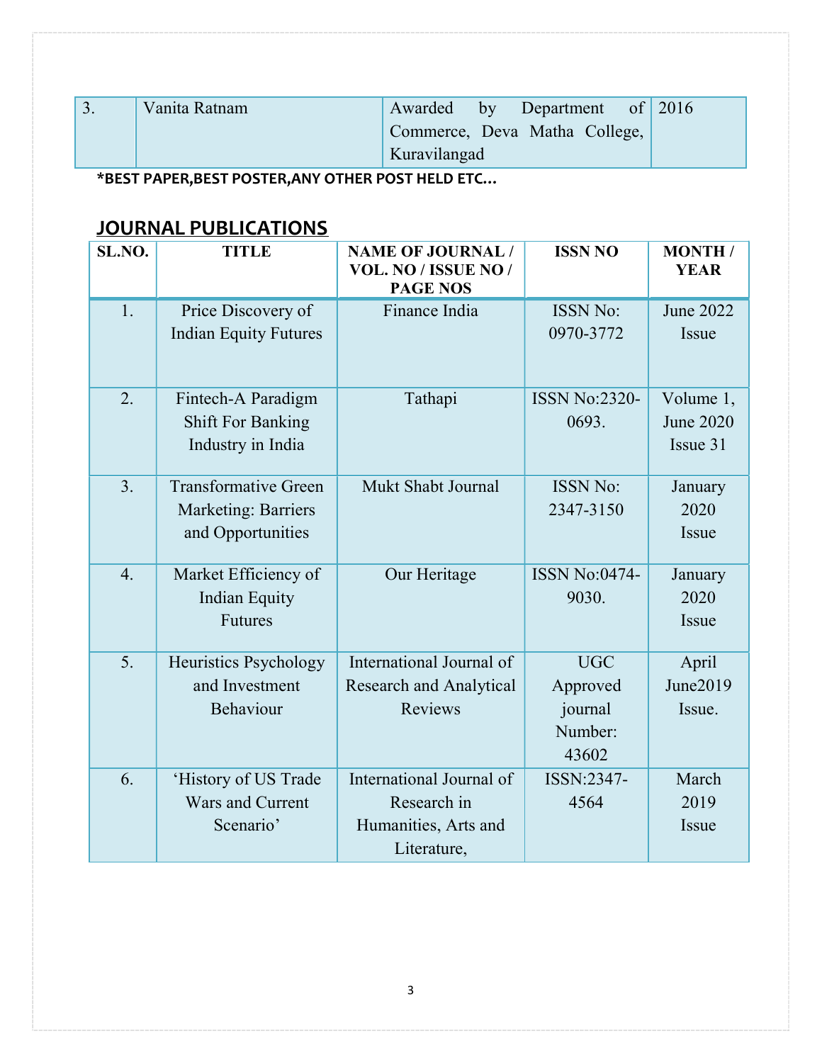| 3. | Vanita Ratnam | Awarded by Department of Commerce, Deva Matha College, Kuravilangad | 2016 |
|---|---|---|---|

**\*BEST PAPER,BEST POSTER,ANY OTHER POST HELD ETC…**

## JOURNAL PUBLICATIONS

| SL.NO. | TITLE | NAME OF JOURNAL / VOL. NO / ISSUE NO / PAGE NOS | ISSN NO | MONTH / YEAR |
|---|---|---|---|---|
| 1. | Price Discovery of Indian Equity Futures | Finance India | ISSN No: 0970-3772 | June 2022 Issue |
| 2. | Fintech-A Paradigm Shift For Banking Industry in India | Tathapi | ISSN No:2320-0693. | Volume 1, June 2020 Issue 31 |
| 3. | Transformative Green Marketing: Barriers and Opportunities | Mukt Shabt Journal | ISSN No: 2347-3150 | January 2020 Issue |
| 4. | Market Efficiency of Indian Equity Futures | Our Heritage | ISSN No:0474-9030. | January 2020 Issue |
| 5. | Heuristics Psychology and Investment Behaviour | International Journal of Research and Analytical Reviews | UGC Approved journal Number: 43602 | April June2019 Issue. |
| 6. | 'History of US Trade Wars and Current Scenario' | International Journal of Research in Humanities, Arts and Literature, | ISSN:2347-4564 | March 2019 Issue |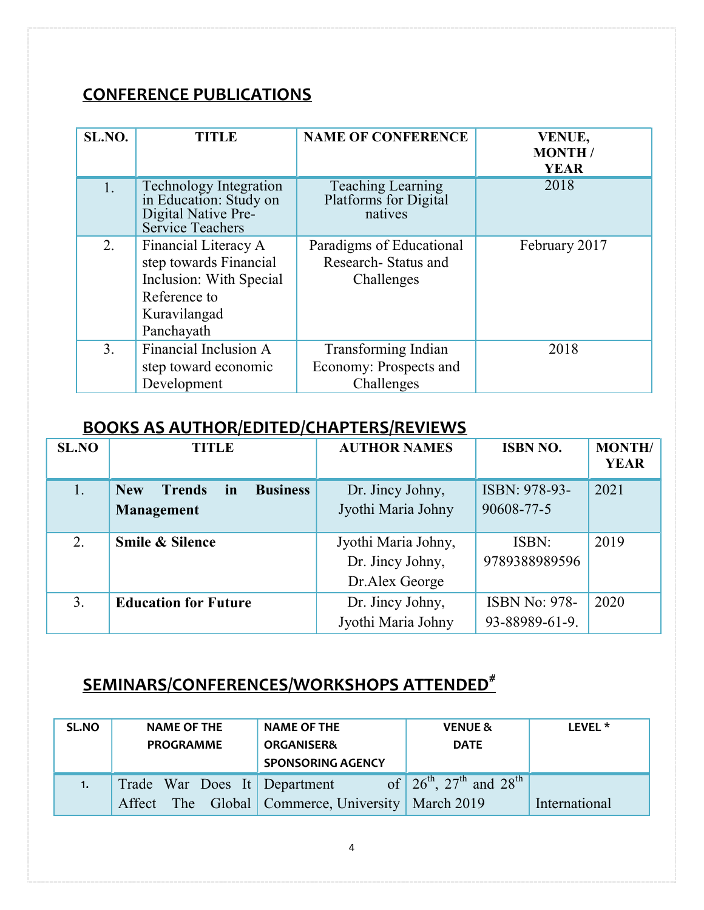## CONFERENCE PUBLICATIONS

| SL.NO. | TITLE | NAME OF CONFERENCE | VENUE, MONTH / YEAR |
|---|---|---|---|
| 1. | Technology Integration in Education: Study on Digital Native Pre-Service Teachers | Teaching Learning Platforms for Digital natives | 2018 |
| 2. | Financial Literacy A step towards Financial Inclusion: With Special Reference to Kuravilangad Panchayath | Paradigms of Educational Research- Status and Challenges | February 2017 |
| 3. | Financial Inclusion A step toward economic Development | Transforming Indian Economy: Prospects and Challenges | 2018 |

## BOOKS AS AUTHOR/EDITED/CHAPTERS/REVIEWS

| SL.NO | TITLE | AUTHOR NAMES | ISBN NO. | MONTH/ YEAR |
|---|---|---|---|---|
| 1. | **New Trends in Business Management** | Dr. Jincy Johny, Jyothi Maria Johny | ISBN: 978-93-90608-77-5 | 2021 |
| 2. | **Smile & Silence** | Jyothi Maria Johny, Dr. Jincy Johny, Dr.Alex George | ISBN: 9789388989596 | 2019 |
| 3. | **Education for Future** | Dr. Jincy Johny, Jyothi Maria Johny | ISBN No: 978-93-88989-61-9. | 2020 |

## SEMINARS/CONFERENCES/WORKSHOPS ATTENDED#

| SL.NO | NAME OF THE PROGRAMME | NAME OF THE ORGANISER& SPONSORING AGENCY | VENUE & DATE | LEVEL * |
|---|---|---|---|---|
| 1. | Trade War Does It Affect The Global | Department of Commerce, University | 26th, 27th and 28th March 2019 | International |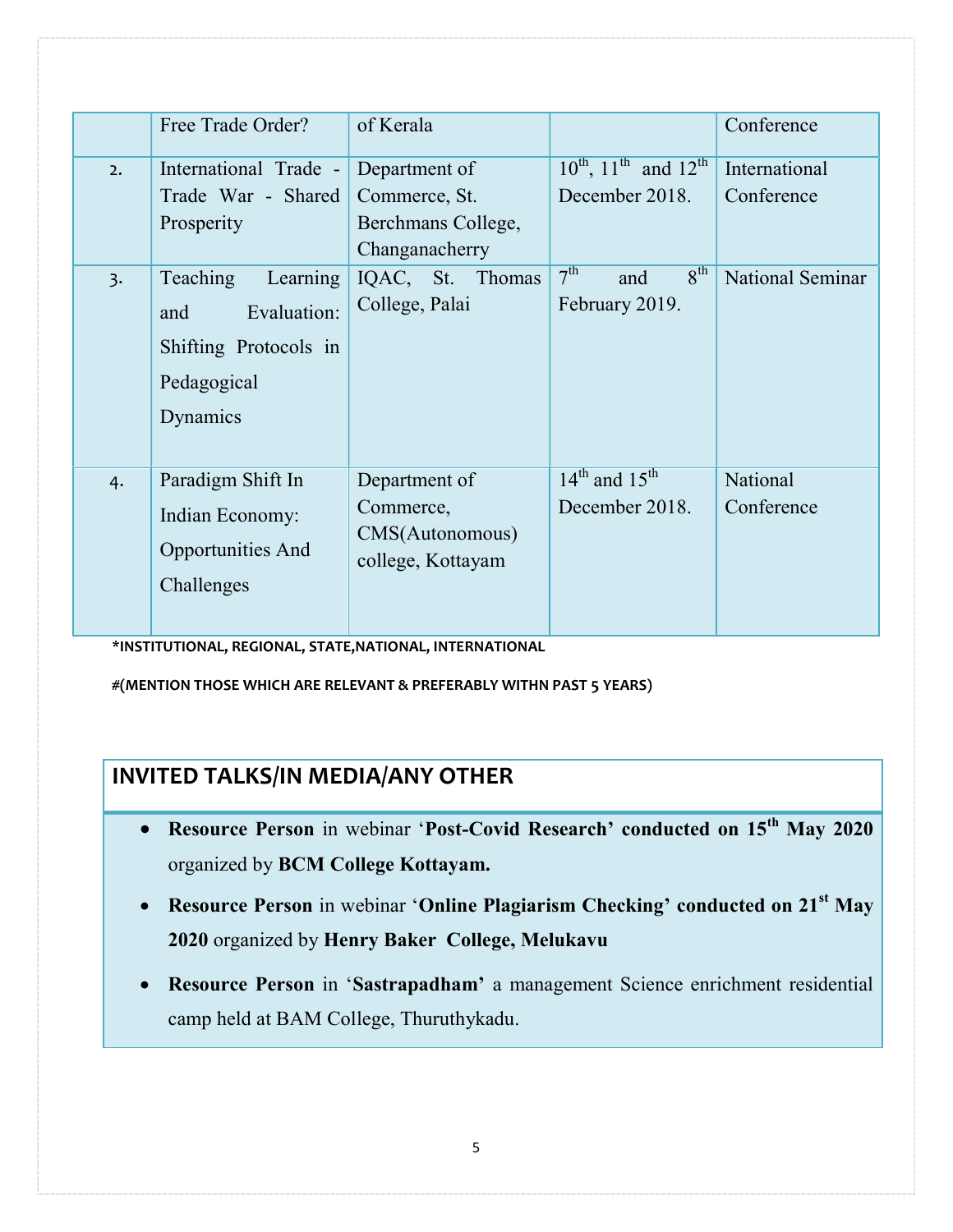| | Free Trade Order? | of Kerala | | Conference |
|---|---|---|---|---|
| 2. | International Trade - Trade War - Shared Prosperity | Department of Commerce, St. Berchmans College, Changanacherry | 10th, 11th and 12th December 2018. | International Conference |
| 3. | Teaching Learning and Evaluation: Shifting Protocols in Pedagogical Dynamics | IQAC, St. Thomas College, Palai | 7th and 8th February 2019. | National Seminar |
| 4. | Paradigm Shift In Indian Economy: Opportunities And Challenges | Department of Commerce, CMS(Autonomous) college, Kottayam | 14th and 15th December 2018. | National Conference |

***INSTITUTIONAL, REGIONAL, STATE,NATIONAL, INTERNATIONAL**

**#(MENTION THOSE WHICH ARE RELEVANT & PREFERABLY WITHN PAST 5 YEARS)**

## INVITED TALKS/IN MEDIA/ANY OTHER

- **Resource Person** in webinar '**Post-Covid Research' conducted on 15th May 2020** organized by **BCM College Kottayam.**
- **Resource Person** in webinar '**Online Plagiarism Checking' conducted on 21st May 2020** organized by **Henry Baker College, Melukavu**
- **Resource Person** in '**Sastrapadham'** a management Science enrichment residential camp held at BAM College, Thuruthykadu.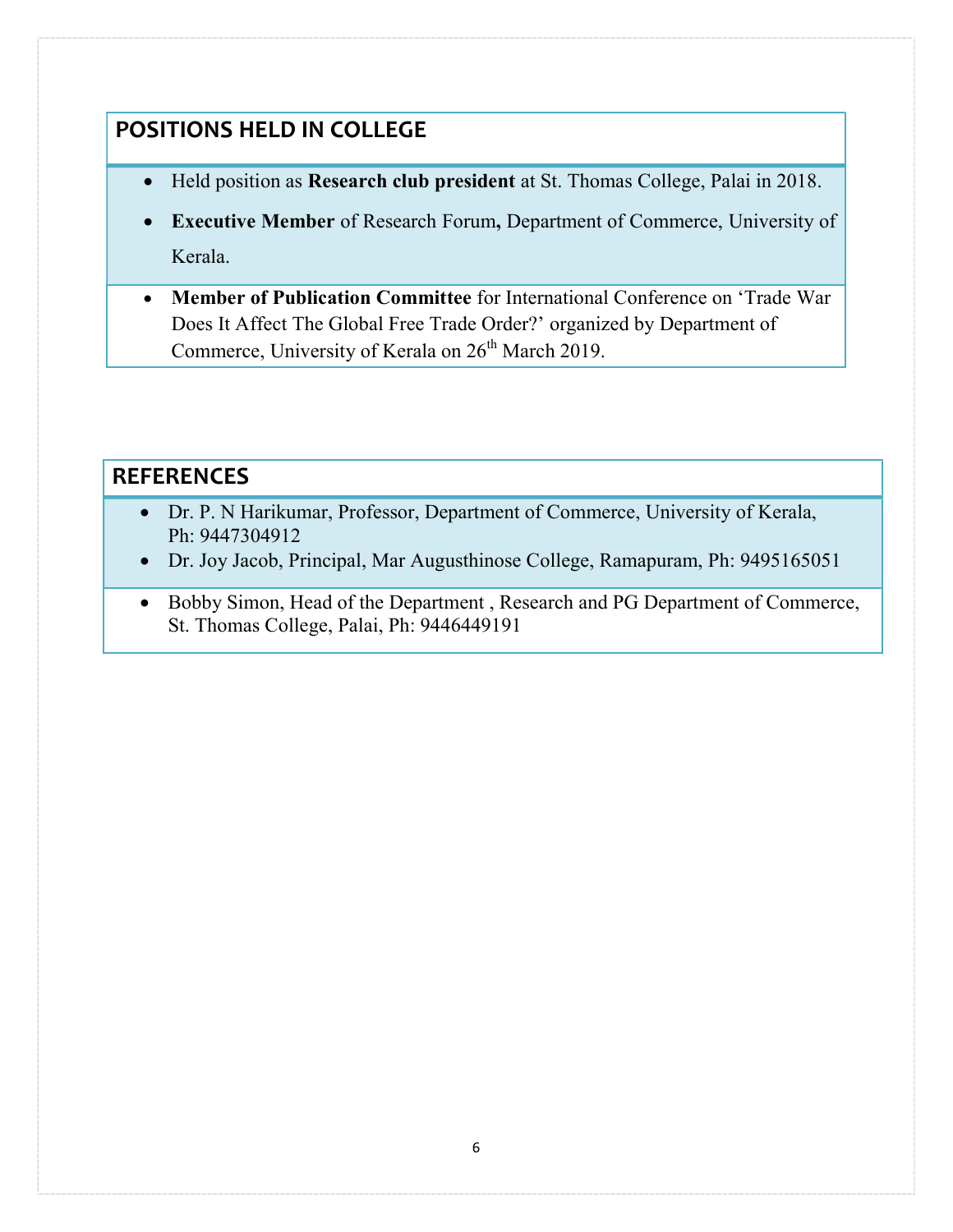## POSITIONS HELD IN COLLEGE

- Held position as **Research club president** at St. Thomas College, Palai in 2018.
- **Executive Member** of Research Forum**,** Department of Commerce, University of Kerala.
- **Member of Publication Committee** for International Conference on 'Trade War Does It Affect The Global Free Trade Order?' organized by Department of Commerce, University of Kerala on 26th March 2019.

## REFERENCES

- Dr. P. N Harikumar, Professor, Department of Commerce, University of Kerala, Ph: 9447304912
- Dr. Joy Jacob, Principal, Mar Augusthinose College, Ramapuram, Ph: 9495165051
- Bobby Simon, Head of the Department , Research and PG Department of Commerce, St. Thomas College, Palai, Ph: 9446449191